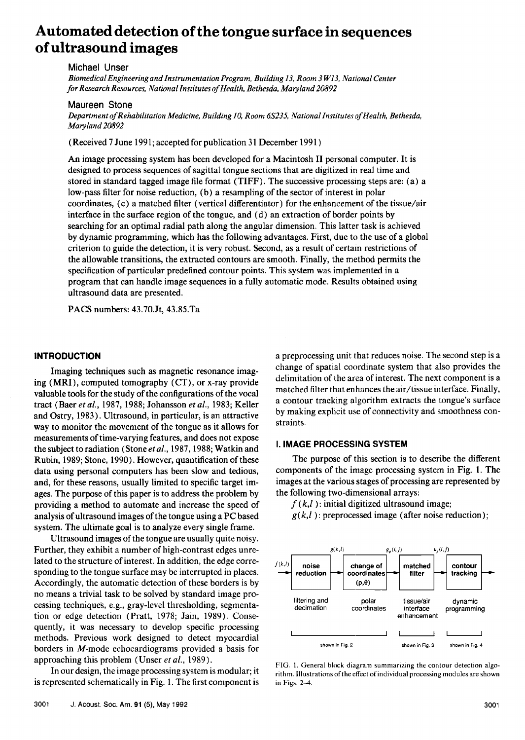# Automated detection of the tongue surface in sequences of ultrasound images

Michael Unser

*Biomedical Engineering and Instrumentation Program, Building 13, Room 3W13, National Center for Research Resources, National Institutes of Health, Bethesda, Maryland 20892*

Maureen Stone

*Department of Rehabilitation Medicine, Building 10, Room 6S235, National Institutes of Health, Bethesda, Maryland 20892*

(Received 7 June 1991; accepted for publication 31 December 1991)

An image processing system has been developed for a Macintosh II personal computer. It is designed to process sequences of sagittal tongue sections that are digitized in real time and stored in standard tagged image file format (TIFF). The successive processing steps are: (a) a low-pass filter for noise reduction, (b) a resampling of the sector of interest in polar coordinates, (c) a matched filter (vertical differentiator) for the enhancement of the tissue/air interface in the surface region of the tongue, and (d) an extraction of border points by searching for an optimal radial path along the angular dimension. This latter task is achieved by dynamic programming, which has the following advantages. First, due to the use of a global criterion to guide the detection, it is very robust. Second, as a result of certain restrictions of the allowable transitions, the extracted contours are smooth. Finally, the method permits the specification of particular predefined contour points. This system was implemented in a program that can handle image sequences in a fully automatic mode. Results obtained using ultrasound data are presented.

PACS numbers: 43.70.Jt, 43.85.Ta

## INTRODUCTION

Imaging techniques such as magnetic resonance imaging (MRI), computed tomography (CT), or x-ray provide valuable tools for the study of the configurations of the vocal tract (Baer *et al.*, 1987, 1988; Johansson *et al.*, 1983; Keller and Ostry, 1983). Ultrasound, in particular, is an attractive way to monitor the movement of the tongue as it allows for measurements of time-varying features, and does not expose the subject to radiation (Stone *et al.*, 1987, 1988; Watkin and Rubin, 1989; Stone, 1990). However, quantification of these data using personal computers has been slow and tedious, and, for these reasons, usually limited to specific target images. The purpose of this paper is to address the problem by providing a method to automate and increase the speed of analysis of ultrasound images of the tongue using a PC based system. The ultimate goal is to analyze every single frame.

Ultrasound images of the tongue are usually quite noisy. Further, they exhibit a number of high-contrast edges unrelated to the structure of interest. In addition, the edge corresponding to the tongue surface may be interrupted in places. Accordingly, the automatic detection of these borders is by no means a trivial task to be solved by standard image processing techniques, e.g., gray-level thresholding, segmentation or edge detection (Pratt, 1978; Jain, 1989). Consequently, it was necessary to develop specific processing methods. Previous work designed to detect myocardial borders in *M*-mode echocardiograms provided a basis for approaching this problem (Unser *et al.*, 1989).

In our design, the image processing system is modular; it is represented schematically in Fig. 1. The first component is a preprocessing unit that reduces noise. The second step is a change of spatial coordinate system that also provides the delimitation of the area of interest. The next component is a matched filter that enhances the air/tissue interface. Finally, a contour tracking algorithm extracts the tongue's surface by making explicit use of connectivity and smoothness constraints.

## I. IMAGE PROCESSING SYSTEM

The purpose of this section is to describe the different components of the image processing system in Fig. 1. The images at the various stages of processing are represented by the following two-dimensional arrays:

$f(k,l)$: initial digitized ultrasound image;

$g(k,l)$: preprocessed image (after noise reduction);

| $f(k,l)$ → | noise reduction | $g(k,l)$ → | change of coordinates ($\rho,\theta$) | $g_p(i,j)$ → | matched filter | $u_p(i,j)$ → | contour tracking → |
|---|---|---|---|---|---|---|---|
| | filtering and decimation | | polar coordinates | | tissue/air interface enhancement | | dynamic programming |
| | shown in Fig. 2 | | | | shown in Fig. 3 | | shown in Fig. 4 |

FIG. 1. General block diagram summarizing the contour detection algorithm. Illustrations of the effect of individual processing modules are shown in Figs. 2–4.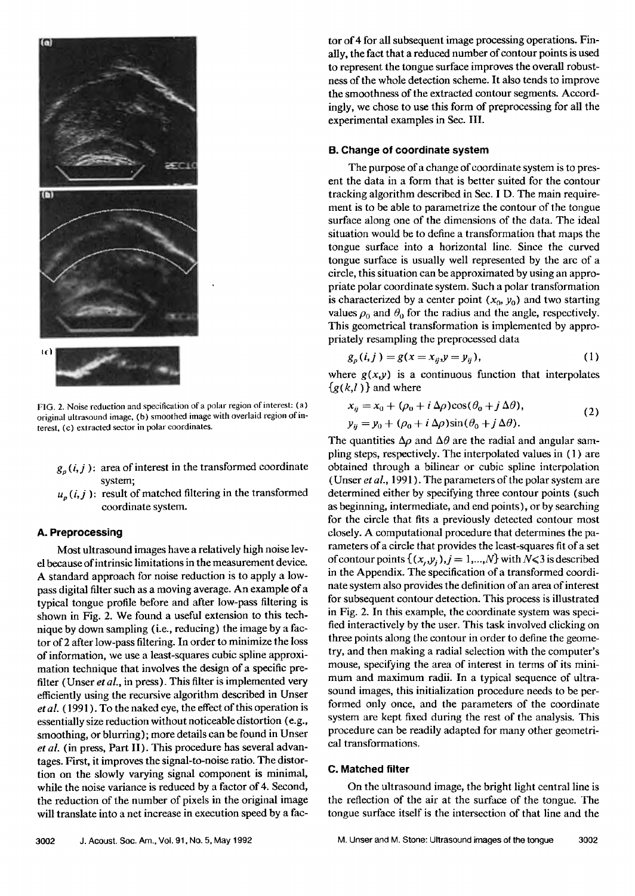FIG. 2. Noise reduction and specification of a polar region of interest: (a) original ultrasound image, (b) smoothed image with overlaid region of interest, (c) extracted sector in polar coordinates.

- $g_p(i,j)$: area of interest in the transformed coordinate system;
- $u_p(i,j)$: result of matched filtering in the transformed coordinate system.

### A. Preprocessing

Most ultrasound images have a relatively high noise level because of intrinsic limitations in the measurement device. A standard approach for noise reduction is to apply a lowpass digital filter such as a moving average. An example of a typical tongue profile before and after low-pass filtering is shown in Fig. 2. We found a useful extension to this technique by down sampling (i.e., reducing) the image by a factor of 2 after low-pass filtering. In order to minimize the loss of information, we use a least-squares cubic spline approximation technique that involves the design of a specific prefilter (Unser *et al.*, in press). This filter is implemented very efficiently using the recursive algorithm described in Unser *et al.* (1991). To the naked eye, the effect of this operation is essentially size reduction without noticeable distortion (e.g., smoothing, or blurring); more details can be found in Unser *et al.* (in press, Part II). This procedure has several advantages. First, it improves the signal-to-noise ratio. The distortion on the slowly varying signal component is minimal, while the noise variance is reduced by a factor of 4. Second, the reduction of the number of pixels in the original image will translate into a net increase in execution speed by a factor of 4 for all subsequent image processing operations. Finally, the fact that a reduced number of contour points is used to represent the tongue surface improves the overall robustness of the whole detection scheme. It also tends to improve the smoothness of the extracted contour segments. Accordingly, we chose to use this form of preprocessing for all the experimental examples in Sec. III.

### B. Change of coordinate system

The purpose of a change of coordinate system is to present the data in a form that is better suited for the contour tracking algorithm described in Sec. I D. The main requirement is to be able to parametrize the contour of the tongue surface along one of the dimensions of the data. The ideal situation would be to define a transformation that maps the tongue surface into a horizontal line. Since the curved tongue surface is usually well represented by the arc of a circle, this situation can be approximated by using an appropriate polar coordinate system. Such a polar transformation is characterized by a center point $(x_0, y_0)$ and two starting values $\rho_0$ and $\theta_0$ for the radius and the angle, respectively. This geometrical transformation is implemented by appropriately resampling the preprocessed data

$$g_p(i,j) = g(x = x_{ij}, y = y_{ij}), \tag{1}$$

where $g(x,y)$ is a continuous function that interpolates $\{g(k,l)\}$ and where

$$\begin{aligned} x_{ij} &= x_0 + (\rho_0 + i\,\Delta\rho)\cos(\theta_0 + j\,\Delta\theta), \\ y_{ij} &= y_0 + (\rho_0 + i\,\Delta\rho)\sin(\theta_0 + j\,\Delta\theta). \end{aligned} \tag{2}$$

The quantities $\Delta\rho$ and $\Delta\theta$ are the radial and angular sampling steps, respectively. The interpolated values in (1) are obtained through a bilinear or cubic spline interpolation (Unser *et al.*, 1991). The parameters of the polar system are determined either by specifying three contour points (such as beginning, intermediate, and end points), or by searching for the circle that fits a previously detected contour most closely. A computational procedure that determines the parameters of a circle that provides the least-squares fit of a set of contour points $\{(x_j, y_j), j = 1,...,N\}$ with $N \leqslant 3$ is described in the Appendix. The specification of a transformed coordinate system also provides the definition of an area of interest for subsequent contour detection. This process is illustrated in Fig. 2. In this example, the coordinate system was specified interactively by the user. This task involved clicking on three points along the contour in order to define the geometry, and then making a radial selection with the computer's mouse, specifying the area of interest in terms of its minimum and maximum radii. In a typical sequence of ultrasound images, this initialization procedure needs to be performed only once, and the parameters of the coordinate system are kept fixed during the rest of the analysis. This procedure can be readily adapted for many other geometrical transformations.

### C. Matched filter

On the ultrasound image, the bright light central line is the reflection of the air at the surface of the tongue. The tongue surface itself is the intersection of that line and the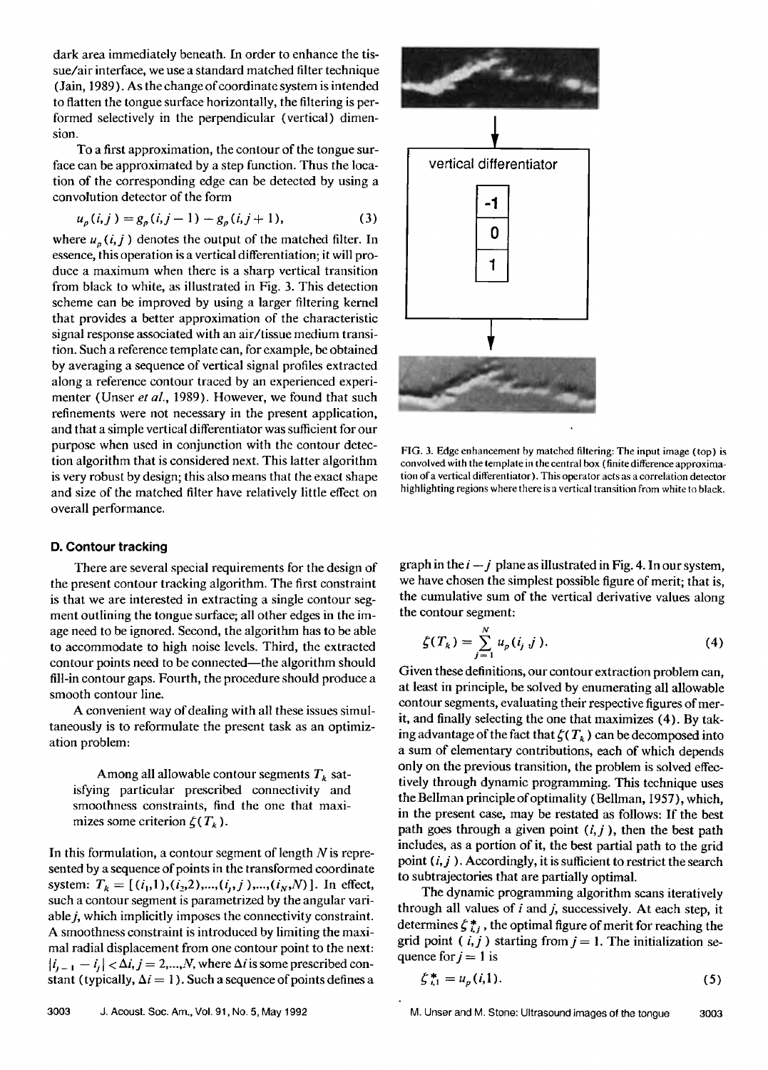dark area immediately beneath. In order to enhance the tissue/air interface, we use a standard matched filter technique (Jain, 1989). As the change of coordinate system is intended to flatten the tongue surface horizontally, the filtering is performed selectively in the perpendicular (vertical) dimension.

To a first approximation, the contour of the tongue surface can be approximated by a step function. Thus the location of the corresponding edge can be detected by using a convolution detector of the form

$$u_p(i,j) = g_p(i,j-1) - g_p(i,j+1), \tag{3}$$

where $u_p(i,j)$ denotes the output of the matched filter. In essence, this operation is a vertical differentiation; it will produce a maximum when there is a sharp vertical transition from black to white, as illustrated in Fig. 3. This detection scheme can be improved by using a larger filtering kernel that provides a better approximation of the characteristic signal response associated with an air/tissue medium transition. Such a reference template can, for example, be obtained by averaging a sequence of vertical signal profiles extracted along a reference contour traced by an experienced experimenter (Unser *et al.*, 1989). However, we found that such refinements were not necessary in the present application, and that a simple vertical differentiator was sufficient for our purpose when used in conjunction with the contour detection algorithm that is considered next. This latter algorithm is very robust by design; this also means that the exact shape and size of the matched filter have relatively little effect on overall performance.

vertical differentiator

| -1 |
|---|
| 0 |
| 1 |

FIG. 3. Edge enhancement by matched filtering: The input image (top) is convolved with the template in the central box (finite difference approximation of a vertical differentiator). This operator acts as a correlation detector highlighting regions where there is a vertical transition from white to black.

### D. Contour tracking

There are several special requirements for the design of the present contour tracking algorithm. The first constraint is that we are interested in extracting a single contour segment outlining the tongue surface; all other edges in the image need to be ignored. Second, the algorithm has to be able to accommodate to high noise levels. Third, the extracted contour points need to be connected—the algorithm should fill-in contour gaps. Fourth, the procedure should produce a smooth contour line.

A convenient way of dealing with all these issues simultaneously is to reformulate the present task as an optimization problem:

> Among all allowable contour segments $T_k$ satisfying particular prescribed connectivity and smoothness constraints, find the one that maximizes some criterion $\zeta(T_k)$.

In this formulation, a contour segment of length $N$ is represented by a sequence of points in the transformed coordinate system: $T_k = [(i_1,1),(i_2,2),...,(i_j,j),...,(i_N,N)]$. In effect, such a contour segment is parametrized by the angular variable $j$, which implicitly imposes the connectivity constraint. A smoothness constraint is introduced by limiting the maximal radial displacement from one contour point to the next: $|i_{j-1} - i_j| < \Delta i, j = 2,...,N$, where $\Delta i$ is some prescribed constant (typically, $\Delta i = 1$). Such a sequence of points defines a graph in the $i-j$ plane as illustrated in Fig. 4. In our system, we have chosen the simplest possible figure of merit; that is, the cumulative sum of the vertical derivative values along the contour segment:

$$\zeta(T_k) = \sum_{j=1}^{N} u_p(i_j\ j). \tag{4}$$

Given these definitions, our contour extraction problem can, at least in principle, be solved by enumerating all allowable contour segments, evaluating their respective figures of merit, and finally selecting the one that maximizes (4). By taking advantage of the fact that $\zeta(T_k)$ can be decomposed into a sum of elementary contributions, each of which depends only on the previous transition, the problem is solved effectively through dynamic programming. This technique uses the Bellman principle of optimality (Bellman, 1957), which, in the present case, may be restated as follows: If the best path goes through a given point $(i,j)$, then the best path includes, as a portion of it, the best partial path to the grid point $(i,j)$. Accordingly, it is sufficient to restrict the search to subtrajectories that are partially optimal.

The dynamic programming algorithm scans iteratively through all values of $i$ and $j$, successively. At each step, it determines $\zeta^*_{i,j}$, the optimal figure of merit for reaching the grid point $(i,j)$ starting from $j = 1$. The initialization sequence for $j = 1$ is

$$\zeta^*_{i,1} = u_p(i,1). \tag{5}$$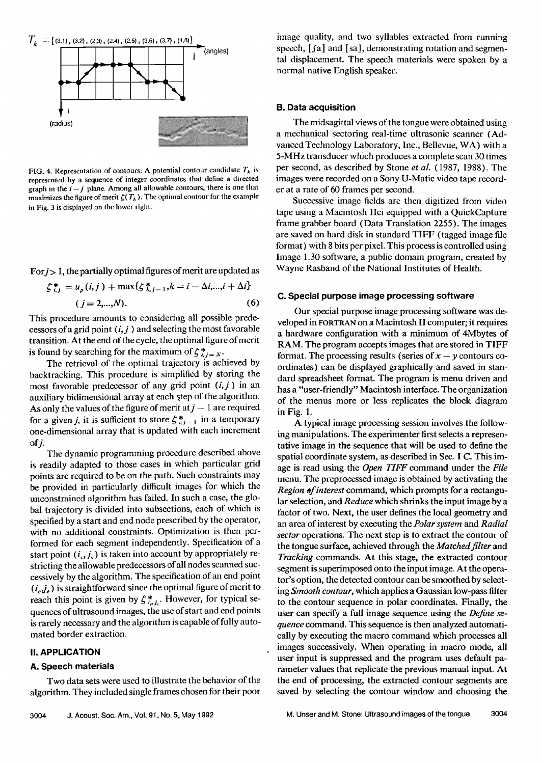$T_k = \{(3,1), (3,2), (2,3), (2,4), (2,5), (3,6), (3,7), (4,8)\}$

FIG. 4. Representation of contours: A potential contour candidate $T_k$ is represented by a sequence of integer coordinates that define a directed graph in the $i-j$ plane. Among all allowable contours, there is one that maximizes the figure of merit $\zeta(T_k)$. The optimal contour for the example in Fig. 3 is displayed on the lower right.

For $j > 1$, the partially optimal figures of merit are updated as

$$\zeta^*_{i,j} = u_p(i,j) + \max\{\zeta^*_{k,j-1}, k = i - \Delta i, ..., i + \Delta i\}$$
$$(j = 2,...,N). \tag{6}$$

This procedure amounts to considering all possible predecessors of a grid point $(i,j)$ and selecting the most favorable transition. At the end of the cycle, the optimal figure of merit is found by searching for the maximum of $\zeta^*_{i,j=N}$.

The retrieval of the optimal trajectory is achieved by backtracking. This procedure is simplified by storing the most favorable predecessor of any grid point $(i,j)$ in an auxiliary bidimensional array at each step of the algorithm. As only the values of the figure of merit at $j-1$ are required for a given $j$, it is sufficient to store $\zeta^*_{i,j-1}$ in a temporary one-dimensional array that is updated with each increment of $j$.

The dynamic programming procedure described above is readily adapted to those cases in which particular grid points are required to be on the path. Such constraints may be provided in particularly difficult images for which the unconstrained algorithm has failed. In such a case, the global trajectory is divided into subsections, each of which is specified by a start and end node prescribed by the operator, with no additional constraints. Optimization is then performed for each segment independently. Specification of a start point $(i_s, j_s)$ is taken into account by appropriately restricting the allowable predecessors of all nodes scanned successively by the algorithm. The specification of an end point $(i_e j_e)$ is straightforward since the optimal figure of merit to reach this point is given by $\zeta^*_{i_e j_e}$. However, for typical sequences of ultrasound images, the use of start and end points is rarely necessary and the algorithm is capable of fully automated border extraction.

## II. APPLICATION

### A. Speech materials

Two data sets were used to illustrate the behavior of the algorithm. They included single frames chosen for their poor image quality, and two syllables extracted from running speech, [ʃa] and [sa], demonstrating rotation and segmental displacement. The speech materials were spoken by a normal native English speaker.

### B. Data acquisition

The midsagittal views of the tongue were obtained using a mechanical sectoring real-time ultrasonic scanner (Advanced Technology Laboratory, Inc., Bellevue, WA) with a 5-MHz transducer which produces a complete scan 30 times per second, as described by Stone *et al.* (1987, 1988). The images were recorded on a Sony U-Matic video tape recorder at a rate of 60 frames per second.

Successive image fields are then digitized from video tape using a Macintosh IIci equipped with a QuickCapture frame grabber board (Data Translation 2255). The images are saved on hard disk in standard TIFF (tagged image file format) with 8 bits per pixel. This process is controlled using Image 1.30 software, a public domain program, created by Wayne Rasband of the National Institutes of Health.

### C. Special purpose image processing software

Our special purpose image processing software was developed in FORTRAN on a Macintosh II computer; it requires a hardware configuration with a minimum of 4Mbytes of RAM. The program accepts images that are stored in TIFF format. The processing results (series of $x-y$ contours coordinates) can be displayed graphically and saved in standard spreadsheet format. The program is menu driven and has a "user-friendly" Macintosh interface. The organization of the menus more or less replicates the block diagram in Fig. 1.

A typical image processing session involves the following manipulations. The experimenter first selects a representative image in the sequence that will be used to define the spatial coordinate system, as described in Sec. I C. This image is read using the *Open TIFF* command under the *File* menu. The preprocessed image is obtained by activating the *Region of interest* command, which prompts for a rectangular selection, and *Reduce* which shrinks the input image by a factor of two. Next, the user defines the local geometry and an area of interest by executing the *Polar system* and *Radial sector* operations. The next step is to extract the contour of the tongue surface, achieved through the *Matched filter* and *Tracking* commands. At this stage, the extracted contour segment is superimposed onto the input image. At the operator's option, the detected contour can be smoothed by selecting *Smooth contour*, which applies a Gaussian low-pass filter to the contour sequence in polar coordinates. Finally, the user can specify a full image sequence using the *Define sequence* command. This sequence is then analyzed automatically by executing the macro command which processes all images successively. When operating in macro mode, all user input is suppressed and the program uses default parameter values that replicate the previous manual input. At the end of processing, the extracted contour segments are saved by selecting the contour window and choosing the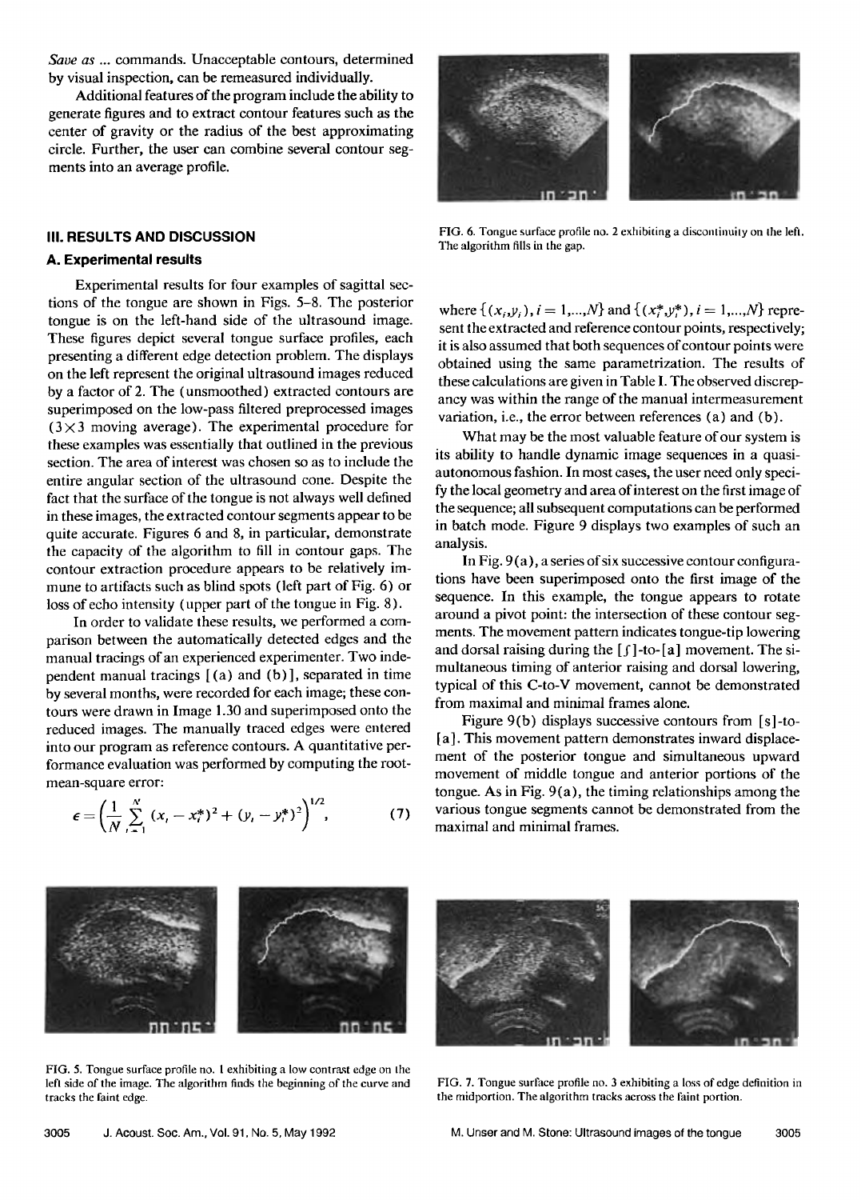*Save as* ... commands. Unacceptable contours, determined by visual inspection, can be remeasured individually.

Additional features of the program include the ability to generate figures and to extract contour features such as the center of gravity or the radius of the best approximating circle. Further, the user can combine several contour segments into an average profile.

FIG. 6. Tongue surface profile no. 2 exhibiting a discontinuity on the left. The algorithm fills in the gap.

## III. RESULTS AND DISCUSSION

### A. Experimental results

Experimental results for four examples of sagittal sections of the tongue are shown in Figs. 5–8. The posterior tongue is on the left-hand side of the ultrasound image. These figures depict several tongue surface profiles, each presenting a different edge detection problem. The displays on the left represent the original ultrasound images reduced by a factor of 2. The (unsmoothed) extracted contours are superimposed on the low-pass filtered preprocessed images ($3\times3$ moving average). The experimental procedure for these examples was essentially that outlined in the previous section. The area of interest was chosen so as to include the entire angular section of the ultrasound cone. Despite the fact that the surface of the tongue is not always well defined in these images, the extracted contour segments appear to be quite accurate. Figures 6 and 8, in particular, demonstrate the capacity of the algorithm to fill in contour gaps. The contour extraction procedure appears to be relatively immune to artifacts such as blind spots (left part of Fig. 6) or loss of echo intensity (upper part of the tongue in Fig. 8).

In order to validate these results, we performed a comparison between the automatically detected edges and the manual tracings of an experienced experimenter. Two independent manual tracings [(a) and (b)], separated in time by several months, were recorded for each image; these contours were drawn in Image 1.30 and superimposed onto the reduced images. The manually traced edges were entered into our program as reference contours. A quantitative performance evaluation was performed by computing the root-mean-square error:

$$\epsilon=\left(\frac{1}{N}\sum_{i=1}^{N}(x_i-x_i^*)^2+(y_i-y_i^*)^2\right)^{1/2},\tag{7}$$

where $\{(x_i,y_i), i=1,...,N\}$ and $\{(x_i^*,y_i^*), i=1,...,N\}$ represent the extracted and reference contour points, respectively; it is also assumed that both sequences of contour points were obtained using the same parametrization. The results of these calculations are given in Table I. The observed discrepancy was within the range of the manual intermeasurement variation, i.e., the error between references (a) and (b).

What may be the most valuable feature of our system is its ability to handle dynamic image sequences in a quasi-autonomous fashion. In most cases, the user need only specify the local geometry and area of interest on the first image of the sequence; all subsequent computations can be performed in batch mode. Figure 9 displays two examples of such an analysis.

In Fig. 9(a), a series of six successive contour configurations have been superimposed onto the first image of the sequence. In this example, the tongue appears to rotate around a pivot point: the intersection of these contour segments. The movement pattern indicates tongue-tip lowering and dorsal raising during the [ʃ]-to-[a] movement. The simultaneous timing of anterior raising and dorsal lowering, typical of this C-to-V movement, cannot be demonstrated from maximal and minimal frames alone.

Figure 9(b) displays successive contours from [s]-to-[a]. This movement pattern demonstrates inward displacement of the posterior tongue and simultaneous upward movement of middle tongue and anterior portions of the tongue. As in Fig. 9(a), the timing relationships among the various tongue segments cannot be demonstrated from the maximal and minimal frames.

FIG. 5. Tongue surface profile no. 1 exhibiting a low contrast edge on the left side of the image. The algorithm finds the beginning of the curve and tracks the faint edge.

FIG. 7. Tongue surface profile no. 3 exhibiting a loss of edge definition in the midportion. The algorithm tracks across the faint portion.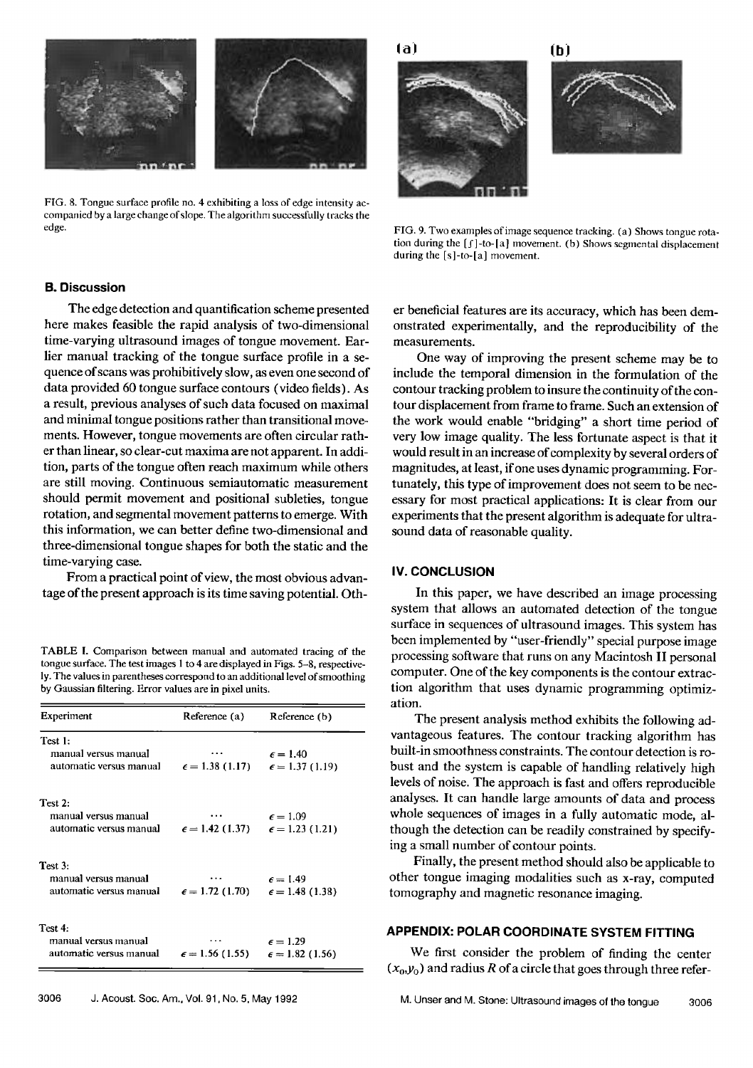FIG. 8. Tongue surface profile no. 4 exhibiting a loss of edge intensity accompanied by a large change of slope. The algorithm successfully tracks the edge.

FIG. 9. Two examples of image sequence tracking. (a) Shows tongue rotation during the [ʃ]-to-[a] movement. (b) Shows segmental displacement during the [s]-to-[a] movement.

### B. Discussion

The edge detection and quantification scheme presented here makes feasible the rapid analysis of two-dimensional time-varying ultrasound images of tongue movement. Earlier manual tracking of the tongue surface profile in a sequence of scans was prohibitively slow, as even one second of data provided 60 tongue surface contours (video fields). As a result, previous analyses of such data focused on maximal and minimal tongue positions rather than transitional movements. However, tongue movements are often circular rather than linear, so clear-cut maxima are not apparent. In addition, parts of the tongue often reach maximum while others are still moving. Continuous semiautomatic measurement should permit movement and positional subleties, tongue rotation, and segmental movement patterns to emerge. With this information, we can better define two-dimensional and three-dimensional tongue shapes for both the static and the time-varying case.

From a practical point of view, the most obvious advantage of the present approach is its time saving potential. Other beneficial features are its accuracy, which has been demonstrated experimentally, and the reproducibility of the measurements.

One way of improving the present scheme may be to include the temporal dimension in the formulation of the contour tracking problem to insure the continuity of the contour displacement from frame to frame. Such an extension of the work would enable "bridging" a short time period of very low image quality. The less fortunate aspect is that it would result in an increase of complexity by several orders of magnitudes, at least, if one uses dynamic programming. Fortunately, this type of improvement does not seem to be necessary for most practical applications: It is clear from our experiments that the present algorithm is adequate for ultrasound data of reasonable quality.

TABLE I. Comparison between manual and automated tracing of the tongue surface. The test images 1 to 4 are displayed in Figs. 5–8, respectively. The values in parentheses correspond to an additional level of smoothing by Gaussian filtering. Error values are in pixel units.

| Experiment | Reference (a) | Reference (b) |
|---|---|---|
| Test 1: | | |
| manual versus manual | ... | $\epsilon = 1.40$ |
| automatic versus manual | $\epsilon = 1.38$ (1.17) | $\epsilon = 1.37$ (1.19) |
| Test 2: | | |
| manual versus manual | ... | $\epsilon = 1.09$ |
| automatic versus manual | $\epsilon = 1.42$ (1.37) | $\epsilon = 1.23$ (1.21) |
| Test 3: | | |
| manual versus manual | ... | $\epsilon = 1.49$ |
| automatic versus manual | $\epsilon = 1.72$ (1.70) | $\epsilon = 1.48$ (1.38) |
| Test 4: | | |
| manual versus manual | ... | $\epsilon = 1.29$ |
| automatic versus manual | $\epsilon = 1.56$ (1.55) | $\epsilon = 1.82$ (1.56) |

## IV. CONCLUSION

In this paper, we have described an image processing system that allows an automated detection of the tongue surface in sequences of ultrasound images. This system has been implemented by "user-friendly" special purpose image processing software that runs on any Macintosh II personal computer. One of the key components is the contour extraction algorithm that uses dynamic programming optimization.

The present analysis method exhibits the following advantageous features. The contour tracking algorithm has built-in smoothness constraints. The contour detection is robust and the system is capable of handling relatively high levels of noise. The approach is fast and offers reproducible analyses. It can handle large amounts of data and process whole sequences of images in a fully automatic mode, although the detection can be readily constrained by specifying a small number of contour points.

Finally, the present method should also be applicable to other tongue imaging modalities such as x-ray, computed tomography and magnetic resonance imaging.

## APPENDIX: POLAR COORDINATE SYSTEM FITTING

We first consider the problem of finding the center $(x_0, y_0)$ and radius $R$ of a circle that goes through three refer-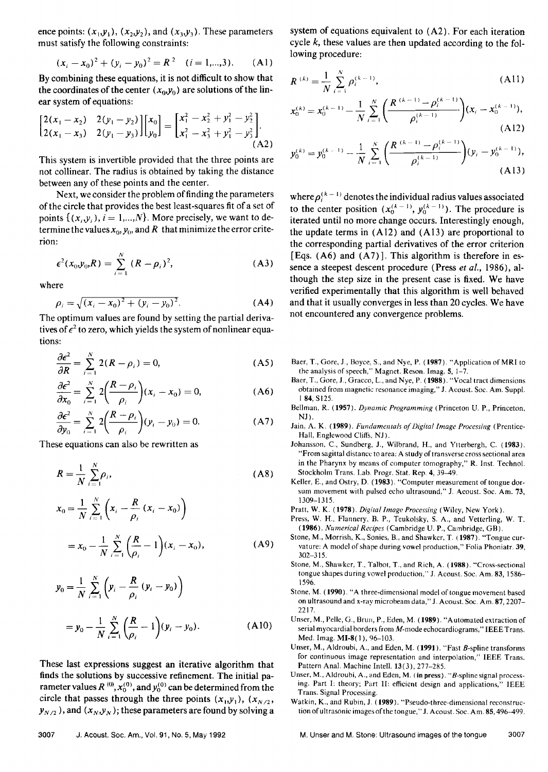ence points: $(x_1,y_1)$, $(x_2,y_2)$, and $(x_3,y_3)$. These parameters must satisfy the following constraints:

$$(x_i - x_0)^2 + (y_i - y_0)^2 = R^2 \quad (i = 1,...,3). \tag{A1}$$

By combining these equations, it is not difficult to show that the coordinates of the center $(x_0,y_0)$ are solutions of the linear system of equations:

$$\begin{bmatrix} 2(x_1 - x_2) & 2(y_1 - y_2) \\ 2(x_1 - x_3) & 2(y_1 - y_3) \end{bmatrix} \begin{bmatrix} x_0 \\ y_0 \end{bmatrix} = \begin{bmatrix} x_1^2 - x_2^2 + y_1^2 - y_2^2 \\ x_1^2 - x_3^2 + y_1^2 - y_3^2 \end{bmatrix}. \tag{A2}$$

This system is invertible provided that the three points are not collinear. The radius is obtained by taking the distance between any of these points and the center.

Next, we consider the problem of finding the parameters of the circle that provides the best least-squares fit of a set of points $\{(x_i,y_i), i = 1,...,N\}$. More precisely, we want to determine the values $x_0$, $y_0$, and $R$ that minimize the error criterion:

$$\epsilon^2(x_0,y_0,R) = \sum_{i=1}^{N} (R - \rho_i)^2, \tag{A3}$$

where

$$\rho_i = \sqrt{(x_i - x_0)^2 + (y_i - y_0)^2}. \tag{A4}$$

The optimum values are found by setting the partial derivatives of $\epsilon^2$ to zero, which yields the system of nonlinear equations:

$$\frac{\partial \epsilon^2}{\partial R} = \sum_{i=1}^{N} 2(R - \rho_i) = 0, \tag{A5}$$

$$\frac{\partial \epsilon^2}{\partial x_0} = \sum_{i=1}^{N} 2\left(\frac{R - \rho_i}{\rho_i}\right)(x_i - x_0) = 0, \tag{A6}$$

$$\frac{\partial \epsilon^2}{\partial y_0} = \sum_{i=1}^{N} 2\left(\frac{R - \rho_i}{\rho_i}\right)(y_i - y_0) = 0. \tag{A7}$$

These equations can also be rewritten as

$$R = \frac{1}{N} \sum_{i=1}^{N} \rho_i, \tag{A8}$$

$$x_0 = \frac{1}{N} \sum_{i=1}^{N} \left(x_i - \frac{R}{\rho_i}(x_i - x_0)\right) = x_0 - \frac{1}{N} \sum_{i=1}^{N} \left(\frac{R}{\rho_i} - 1\right)(x_i - x_0), \tag{A9}$$

$$y_0 = \frac{1}{N} \sum_{i=1}^{N} \left(y_i - \frac{R}{\rho_i}(y_i - y_0)\right) = y_0 - \frac{1}{N} \sum_{i=1}^{N} \left(\frac{R}{\rho_i} - 1\right)(y_i - y_0). \tag{A10}$$

These last expressions suggest an iterative algorithm that finds the solutions by successive refinement. The initial parameter values $R^{(0)}$, $x_0^{(0)}$, and $y_0^{(0)}$ can be determined from the circle that passes through the three points $(x_1,y_1)$, $(x_{N/2}, y_{N/2})$, and $(x_N,y_N)$; these parameters are found by solving a system of equations equivalent to (A2). For each iteration cycle $k$, these values are then updated according to the following procedure:

$$R^{(k)} = \frac{1}{N} \sum_{i=1}^{N} \rho_i^{(k-1)}, \tag{A11}$$

$$x_0^{(k)} = x_0^{(k-1)} - \frac{1}{N} \sum_{i=1}^{N} \left(\frac{R^{(k-1)} - \rho_i^{(k-1)}}{\rho_i^{(k-1)}}\right)(x_i - x_0^{(k-1)}), \tag{A12}$$

$$y_0^{(k)} = y_0^{(k-1)} - \frac{1}{N} \sum_{i=1}^{N} \left(\frac{R^{(k-1)} - \rho_i^{(k-1)}}{\rho_i^{(k-1)}}\right)(y_i - y_0^{(k-1)}), \tag{A13}$$

where $\rho_i^{(k-1)}$ denotes the individual radius values associated to the center position $(x_0^{(k-1)}, y_0^{(k-1)})$. The procedure is iterated until no more change occurs. Interestingly enough, the update terms in (A12) and (A13) are proportional to the corresponding partial derivatives of the error criterion [Eqs. (A6) and (A7)]. This algorithm is therefore in essence a steepest descent procedure (Press *et al.*, 1986), although the step size in the present case is fixed. We have verified experimentally that this algorithm is well behaved and that it usually converges in less than 20 cycles. We have not encountered any convergence problems.

Baer, T., Gore, J., Boyce, S., and Nye, P. (**1987**). "Application of MRI to the analysis of speech," Magnet. Reson. Imag. **5**, 1–7.

Baer, T., Gore, J., Gracco, L., and Nye, P. (**1988**). "Vocal tract dimensions obtained from magnetic resonance imaging," J. Acoust. Soc. Am. Suppl. 1 **84**, S125.

Bellman, R. (**1957**). *Dynamic Programming* (Princeton U. P., Princeton, NJ).

Jain, A. K. (**1989**). *Fundamentals of Digital Image Processing* (Prentice-Hall, Englewood Cliffs, NJ).

Johansson, C., Sundberg, J., Wilbrand, H., and Ytterbergh, C. (**1983**). "From sagittal distance to area: A study of transverse cross sectional area in the Pharynx by means of computer tomography," R. Inst. Technol. Stockholm Trans. Lab. Progr. Stat. Rep. **4**, 39–49.

Keller, E., and Ostry, D. (**1983**). "Computer measurement of tongue dorsum movement with pulsed echo ultrasound," J. Acoust. Soc. Am. **73**, 1309–1315.

Pratt, W. K. (**1978**). *Digital Image Processing* (Wiley, New York).

Press, W. H., Flannery, B. P., Teukolsky, S. A., and Vetterling, W. T. (**1986**). *Numerical Recipes* (Cambridge U. P., Cambridge, GB).

Stone, M., Morrish, K., Sonies, B., and Shawker, T. (**1987**). "Tongue curvature: A model of shape during vowel production," Folia Phoniatr. **39**, 302–315.

Stone, M., Shawker, T., Talbot, T., and Rich, A. (**1988**). "Cross-sectional tongue shapes during vowel production," J. Acoust. Soc. Am. **83**, 1586–1596.

Stone, M. (**1990**). "A three-dimensional model of tongue movement based on ultrasound and x-ray microbeam data," J. Acoust. Soc. Am. **87**, 2207–2217.

Unser, M., Pelle, G., Brun, P., Eden, M. (**1989**). "Automated extraction of serial myocardial borders from *M*-mode echocardiograms," IEEE Trans. Med. Imag. **MI-8**(1), 96–103.

Unser, M., Aldroubi, A., and Eden, M. (**1991**). "Fast *B*-spline transforms for continuous image representation and interpolation," IEEE Trans. Pattern Anal. Machine Intell. **13**(3), 277–285.

Unser, M., Aldroubi, A., and Eden, M. (**in press**). "*B*-spline signal processing. Part I: theory; Part II: efficient design and applications," IEEE Trans. Signal Processing.

Watkin, K., and Rubin, J. (**1989**). "Pseudo-three-dimensional reconstruction of ultrasonic images of the tongue," J. Acoust. Soc. Am. **85**, 496–499.